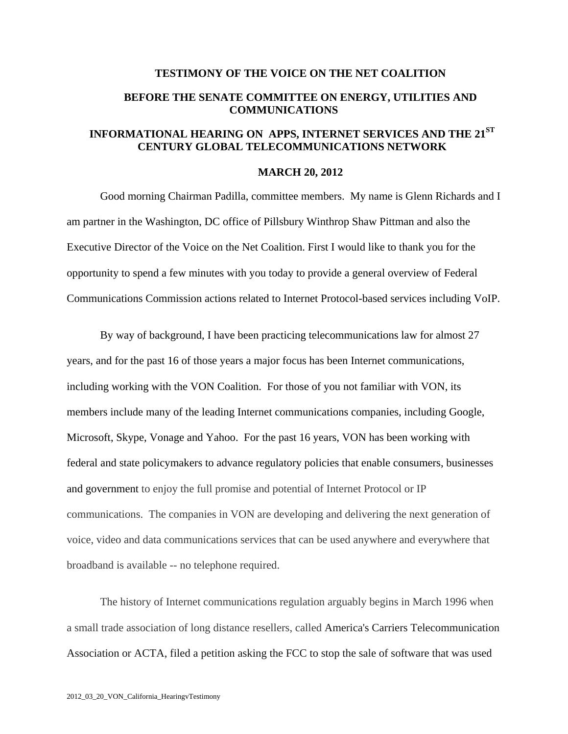# TESTIMONY OF THE VOICE ON THE NET COALITION

## BEFORE THE SENATE COMMITTEE ON ENERGY, UTILITIES AND COMMUNICATIONS

## INFORMATIONAL HEARING ON APPS, INTERNET SERVICES AND THE 21ST CENTURY GLOBAL TELECOMMUNICATIONS NETWORK

## MARCH 20, 2012

Good morning Chairman Padilla, committee members. My name is Glenn Richards and I am partner in the Washington, DC office of Pillsbury Winthrop Shaw Pittman and also the Executive Director of the Voice on the Net Coalition. First I would like to thank you for the opportunity to spend a few minutes with you today to provide a general overview of Federal Communications Commission actions related to Internet Protocol-based services including VoIP.

By way of background, I have been practicing telecommunications law for almost 27 years, and for the past 16 of those years a major focus has been Internet communications, including working with the VON Coalition. For those of you not familiar with VON, its members include many of the leading Internet communications companies, including Google, Microsoft, Skype, Vonage and Yahoo. For the past 16 years, VON has been working with federal and state policymakers to advance regulatory policies that enable consumers, businesses and government to enjoy the full promise and potential of Internet Protocol or IP communications. The companies in VON are developing and delivering the next generation of voice, video and data communications services that can be used anywhere and everywhere that broadband is available -- no telephone required.

The history of Internet communications regulation arguably begins in March 1996 when a small trade association of long distance resellers, called America's Carriers Telecommunication Association or ACTA, filed a petition asking the FCC to stop the sale of software that was used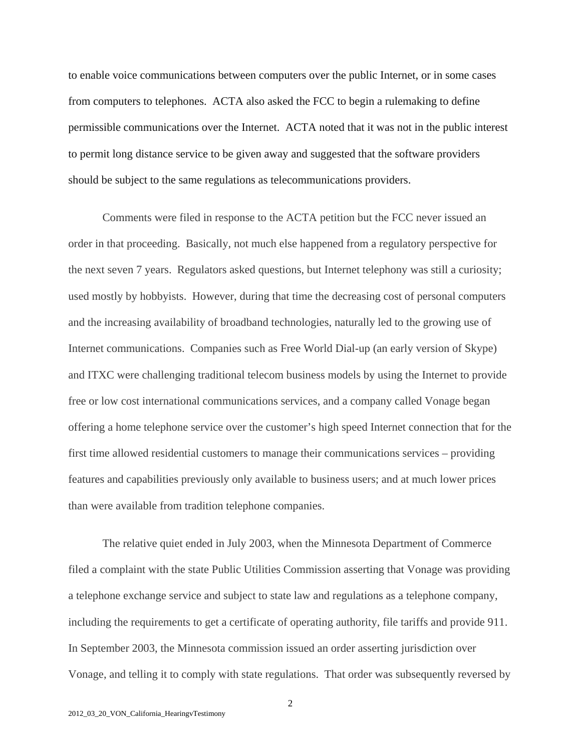to enable voice communications between computers over the public Internet, or in some cases from computers to telephones. ACTA also asked the FCC to begin a rulemaking to define permissible communications over the Internet. ACTA noted that it was not in the public interest to permit long distance service to be given away and suggested that the software providers should be subject to the same regulations as telecommunications providers.

Comments were filed in response to the ACTA petition but the FCC never issued an order in that proceeding. Basically, not much else happened from a regulatory perspective for the next seven 7 years. Regulators asked questions, but Internet telephony was still a curiosity; used mostly by hobbyists. However, during that time the decreasing cost of personal computers and the increasing availability of broadband technologies, naturally led to the growing use of Internet communications. Companies such as Free World Dial-up (an early version of Skype) and ITXC were challenging traditional telecom business models by using the Internet to provide free or low cost international communications services, and a company called Vonage began offering a home telephone service over the customer's high speed Internet connection that for the first time allowed residential customers to manage their communications services – providing features and capabilities previously only available to business users; and at much lower prices than were available from tradition telephone companies.

The relative quiet ended in July 2003, when the Minnesota Department of Commerce filed a complaint with the state Public Utilities Commission asserting that Vonage was providing a telephone exchange service and subject to state law and regulations as a telephone company, including the requirements to get a certificate of operating authority, file tariffs and provide 911. In September 2003, the Minnesota commission issued an order asserting jurisdiction over Vonage, and telling it to comply with state regulations. That order was subsequently reversed by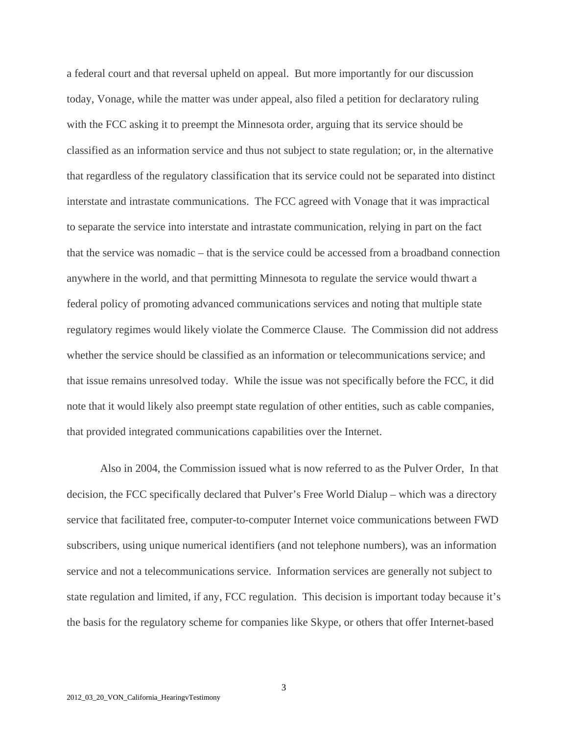a federal court and that reversal upheld on appeal. But more importantly for our discussion today, Vonage, while the matter was under appeal, also filed a petition for declaratory ruling with the FCC asking it to preempt the Minnesota order, arguing that its service should be classified as an information service and thus not subject to state regulation; or, in the alternative that regardless of the regulatory classification that its service could not be separated into distinct interstate and intrastate communications. The FCC agreed with Vonage that it was impractical to separate the service into interstate and intrastate communication, relying in part on the fact that the service was nomadic – that is the service could be accessed from a broadband connection anywhere in the world, and that permitting Minnesota to regulate the service would thwart a federal policy of promoting advanced communications services and noting that multiple state regulatory regimes would likely violate the Commerce Clause. The Commission did not address whether the service should be classified as an information or telecommunications service; and that issue remains unresolved today. While the issue was not specifically before the FCC, it did note that it would likely also preempt state regulation of other entities, such as cable companies, that provided integrated communications capabilities over the Internet.

Also in 2004, the Commission issued what is now referred to as the Pulver Order, In that decision, the FCC specifically declared that Pulver's Free World Dialup – which was a directory service that facilitated free, computer-to-computer Internet voice communications between FWD subscribers, using unique numerical identifiers (and not telephone numbers), was an information service and not a telecommunications service. Information services are generally not subject to state regulation and limited, if any, FCC regulation. This decision is important today because it's the basis for the regulatory scheme for companies like Skype, or others that offer Internet-based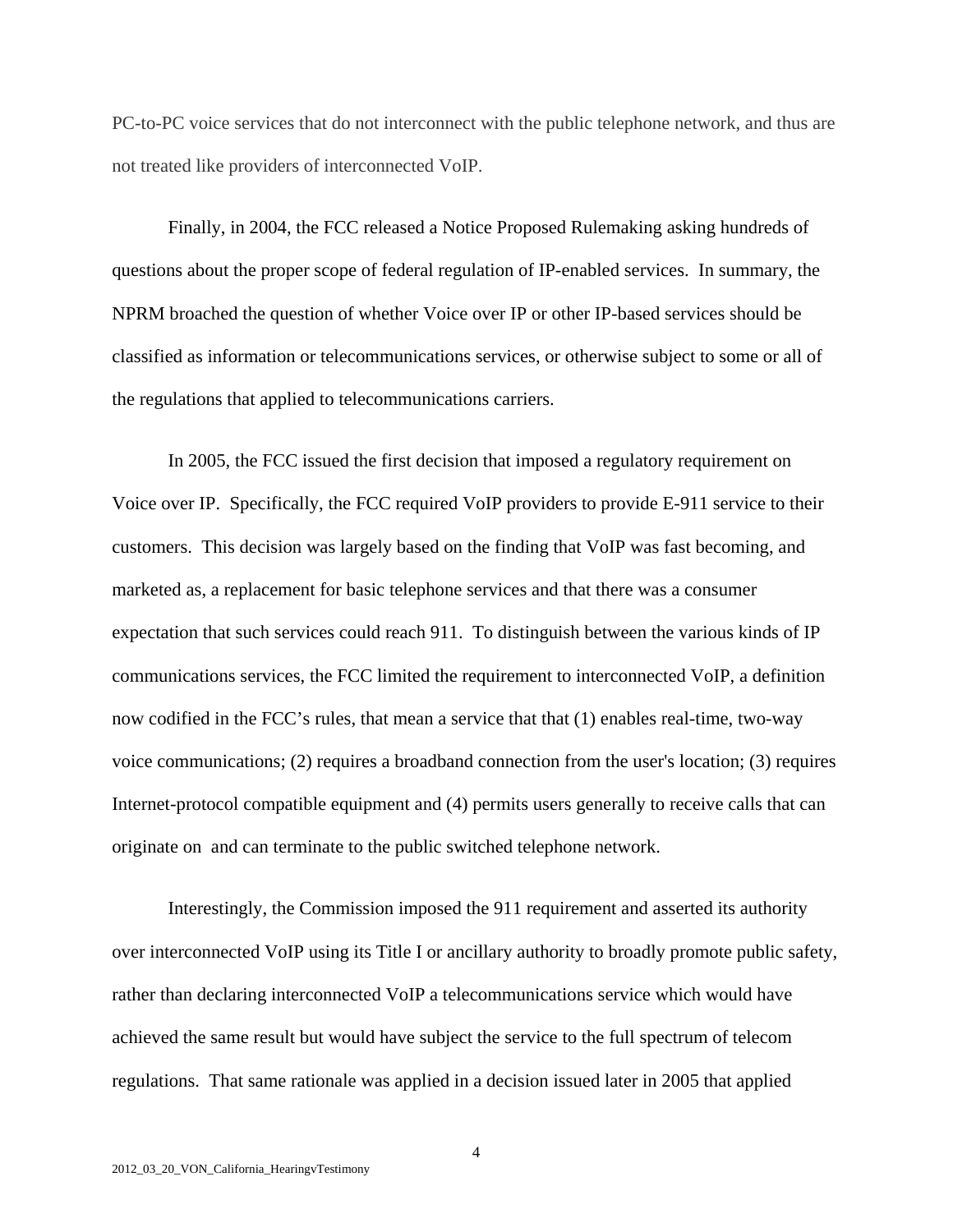PC-to-PC voice services that do not interconnect with the public telephone network, and thus are not treated like providers of interconnected VoIP.

Finally, in 2004, the FCC released a Notice Proposed Rulemaking asking hundreds of questions about the proper scope of federal regulation of IP-enabled services. In summary, the NPRM broached the question of whether Voice over IP or other IP-based services should be classified as information or telecommunications services, or otherwise subject to some or all of the regulations that applied to telecommunications carriers.

In 2005, the FCC issued the first decision that imposed a regulatory requirement on Voice over IP. Specifically, the FCC required VoIP providers to provide E-911 service to their customers. This decision was largely based on the finding that VoIP was fast becoming, and marketed as, a replacement for basic telephone services and that there was a consumer expectation that such services could reach 911. To distinguish between the various kinds of IP communications services, the FCC limited the requirement to interconnected VoIP, a definition now codified in the FCC's rules, that mean a service that that (1) enables real-time, two-way voice communications; (2) requires a broadband connection from the user's location; (3) requires Internet-protocol compatible equipment and (4) permits users generally to receive calls that can originate on and can terminate to the public switched telephone network.

Interestingly, the Commission imposed the 911 requirement and asserted its authority over interconnected VoIP using its Title I or ancillary authority to broadly promote public safety, rather than declaring interconnected VoIP a telecommunications service which would have achieved the same result but would have subject the service to the full spectrum of telecom regulations. That same rationale was applied in a decision issued later in 2005 that applied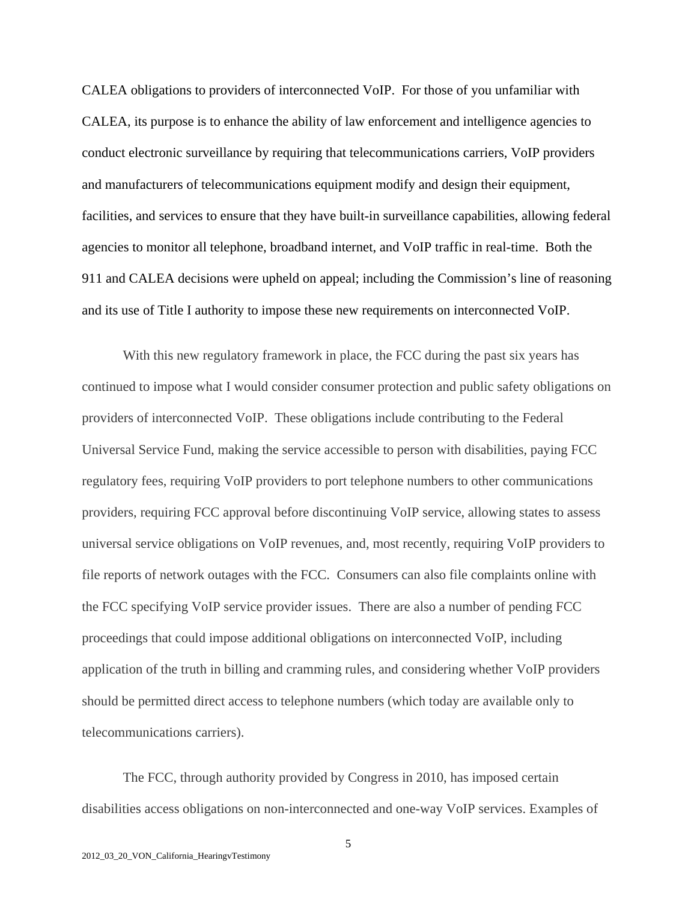CALEA obligations to providers of interconnected VoIP. For those of you unfamiliar with CALEA, its purpose is to enhance the ability of law enforcement and intelligence agencies to conduct electronic surveillance by requiring that telecommunications carriers, VoIP providers and manufacturers of telecommunications equipment modify and design their equipment, facilities, and services to ensure that they have built-in surveillance capabilities, allowing federal agencies to monitor all telephone, broadband internet, and VoIP traffic in real-time. Both the 911 and CALEA decisions were upheld on appeal; including the Commission's line of reasoning and its use of Title I authority to impose these new requirements on interconnected VoIP.

With this new regulatory framework in place, the FCC during the past six years has continued to impose what I would consider consumer protection and public safety obligations on providers of interconnected VoIP. These obligations include contributing to the Federal Universal Service Fund, making the service accessible to person with disabilities, paying FCC regulatory fees, requiring VoIP providers to port telephone numbers to other communications providers, requiring FCC approval before discontinuing VoIP service, allowing states to assess universal service obligations on VoIP revenues, and, most recently, requiring VoIP providers to file reports of network outages with the FCC. Consumers can also file complaints online with the FCC specifying VoIP service provider issues. There are also a number of pending FCC proceedings that could impose additional obligations on interconnected VoIP, including application of the truth in billing and cramming rules, and considering whether VoIP providers should be permitted direct access to telephone numbers (which today are available only to telecommunications carriers).

The FCC, through authority provided by Congress in 2010, has imposed certain disabilities access obligations on non-interconnected and one-way VoIP services. Examples of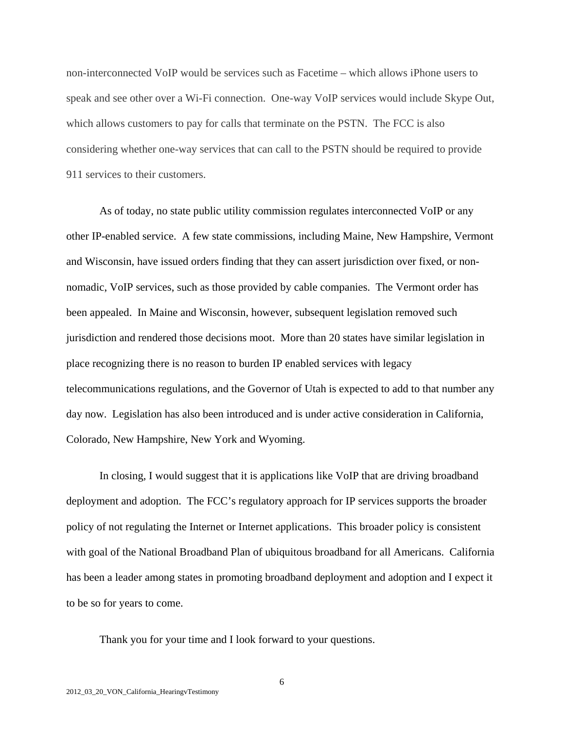non-interconnected VoIP would be services such as Facetime – which allows iPhone users to speak and see other over a Wi-Fi connection. One-way VoIP services would include Skype Out, which allows customers to pay for calls that terminate on the PSTN. The FCC is also considering whether one-way services that can call to the PSTN should be required to provide 911 services to their customers.

As of today, no state public utility commission regulates interconnected VoIP or any other IP-enabled service. A few state commissions, including Maine, New Hampshire, Vermont and Wisconsin, have issued orders finding that they can assert jurisdiction over fixed, or non-nomadic, VoIP services, such as those provided by cable companies. The Vermont order has been appealed. In Maine and Wisconsin, however, subsequent legislation removed such jurisdiction and rendered those decisions moot. More than 20 states have similar legislation in place recognizing there is no reason to burden IP enabled services with legacy telecommunications regulations, and the Governor of Utah is expected to add to that number any day now. Legislation has also been introduced and is under active consideration in California, Colorado, New Hampshire, New York and Wyoming.

In closing, I would suggest that it is applications like VoIP that are driving broadband deployment and adoption. The FCC's regulatory approach for IP services supports the broader policy of not regulating the Internet or Internet applications. This broader policy is consistent with goal of the National Broadband Plan of ubiquitous broadband for all Americans. California has been a leader among states in promoting broadband deployment and adoption and I expect it to be so for years to come.

Thank you for your time and I look forward to your questions.